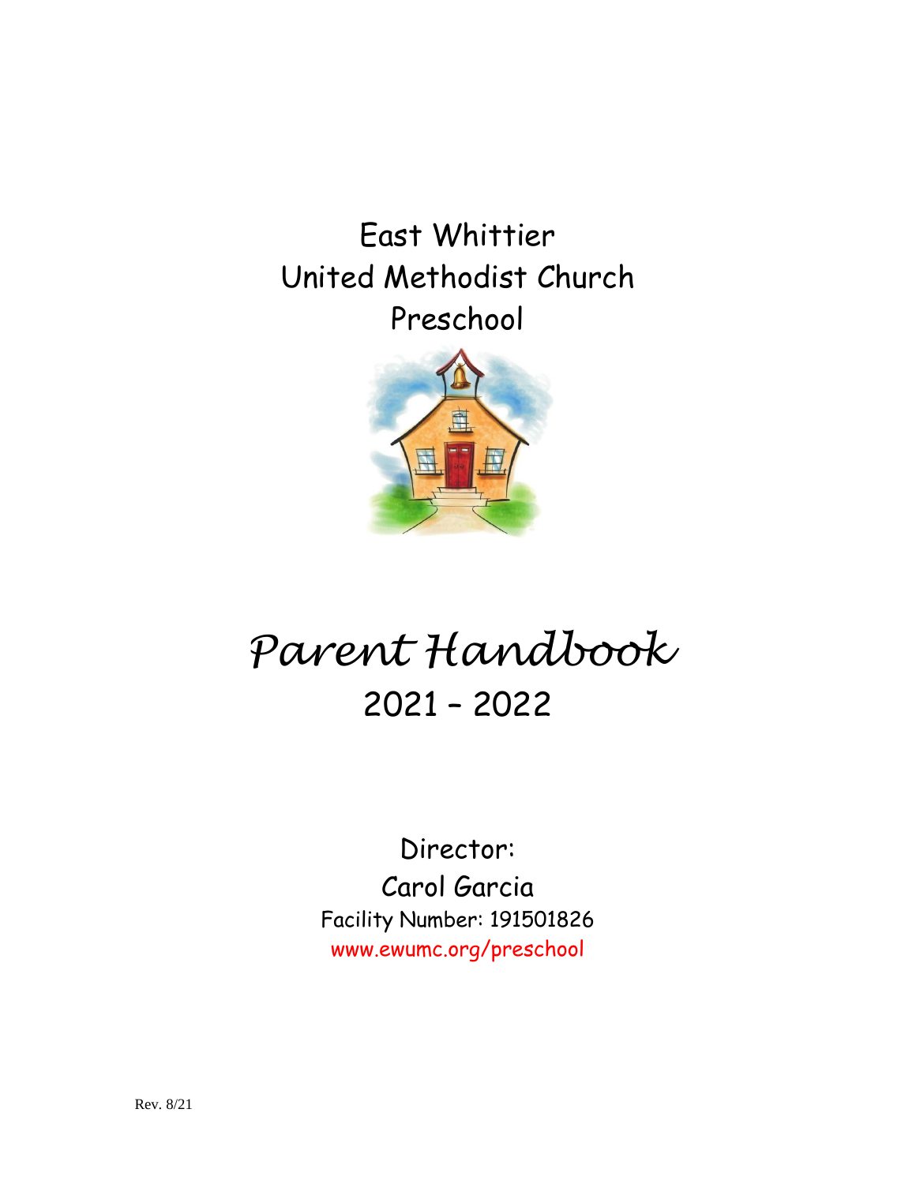# East Whittier United Methodist Church Preschool

# *Parent Handbook*

## 2021 – 2022

Director:

Carol Garcia

Facility Number: 191501826

www.ewumc.org/preschool

Rev. 8/21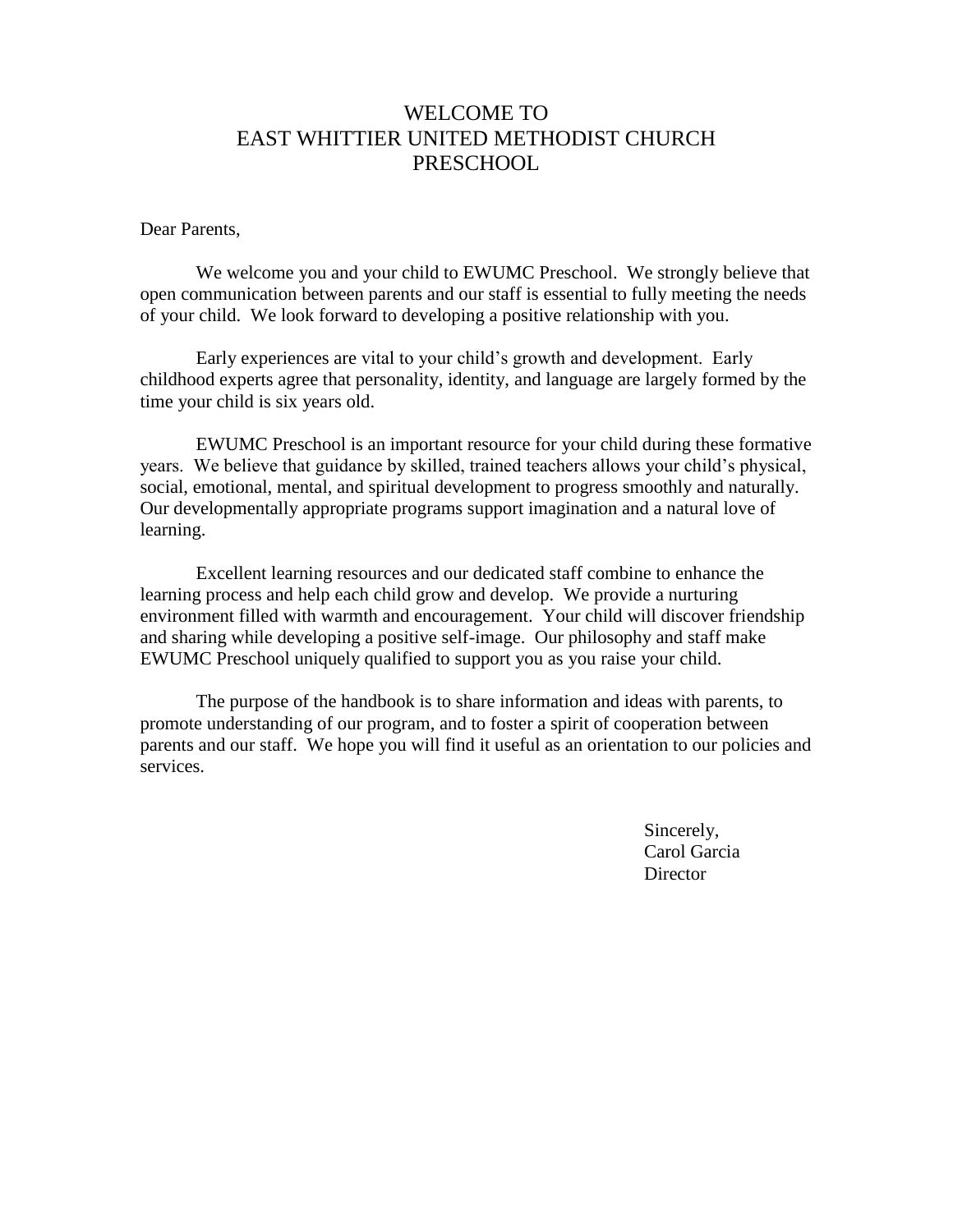# WELCOME TO EAST WHITTIER UNITED METHODIST CHURCH PRESCHOOL

Dear Parents,

We welcome you and your child to EWUMC Preschool. We strongly believe that open communication between parents and our staff is essential to fully meeting the needs of your child. We look forward to developing a positive relationship with you.

Early experiences are vital to your child's growth and development. Early childhood experts agree that personality, identity, and language are largely formed by the time your child is six years old.

EWUMC Preschool is an important resource for your child during these formative years. We believe that guidance by skilled, trained teachers allows your child's physical, social, emotional, mental, and spiritual development to progress smoothly and naturally. Our developmentally appropriate programs support imagination and a natural love of learning.

Excellent learning resources and our dedicated staff combine to enhance the learning process and help each child grow and develop. We provide a nurturing environment filled with warmth and encouragement. Your child will discover friendship and sharing while developing a positive self-image. Our philosophy and staff make EWUMC Preschool uniquely qualified to support you as you raise your child.

The purpose of the handbook is to share information and ideas with parents, to promote understanding of our program, and to foster a spirit of cooperation between parents and our staff. We hope you will find it useful as an orientation to our policies and services.

Sincerely,
Carol Garcia
Director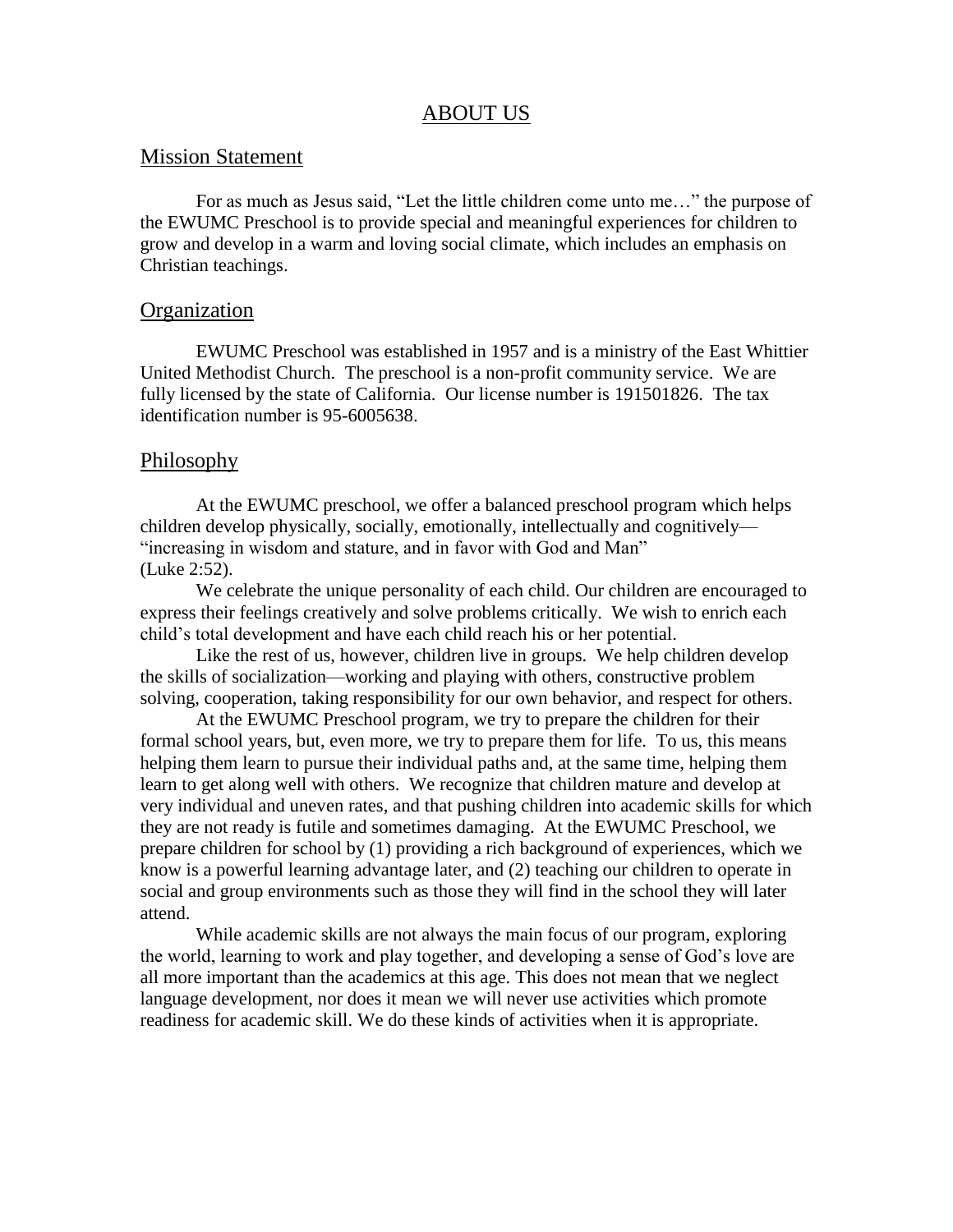# ABOUT US

## Mission Statement

For as much as Jesus said, "Let the little children come unto me…" the purpose of the EWUMC Preschool is to provide special and meaningful experiences for children to grow and develop in a warm and loving social climate, which includes an emphasis on Christian teachings.

## Organization

EWUMC Preschool was established in 1957 and is a ministry of the East Whittier United Methodist Church. The preschool is a non-profit community service. We are fully licensed by the state of California. Our license number is 191501826. The tax identification number is 95-6005638.

## Philosophy

At the EWUMC preschool, we offer a balanced preschool program which helps children develop physically, socially, emotionally, intellectually and cognitively—"increasing in wisdom and stature, and in favor with God and Man" (Luke 2:52).

We celebrate the unique personality of each child. Our children are encouraged to express their feelings creatively and solve problems critically. We wish to enrich each child's total development and have each child reach his or her potential.

Like the rest of us, however, children live in groups. We help children develop the skills of socialization—working and playing with others, constructive problem solving, cooperation, taking responsibility for our own behavior, and respect for others.

At the EWUMC Preschool program, we try to prepare the children for their formal school years, but, even more, we try to prepare them for life. To us, this means helping them learn to pursue their individual paths and, at the same time, helping them learn to get along well with others. We recognize that children mature and develop at very individual and uneven rates, and that pushing children into academic skills for which they are not ready is futile and sometimes damaging. At the EWUMC Preschool, we prepare children for school by (1) providing a rich background of experiences, which we know is a powerful learning advantage later, and (2) teaching our children to operate in social and group environments such as those they will find in the school they will later attend.

While academic skills are not always the main focus of our program, exploring the world, learning to work and play together, and developing a sense of God's love are all more important than the academics at this age. This does not mean that we neglect language development, nor does it mean we will never use activities which promote readiness for academic skill. We do these kinds of activities when it is appropriate.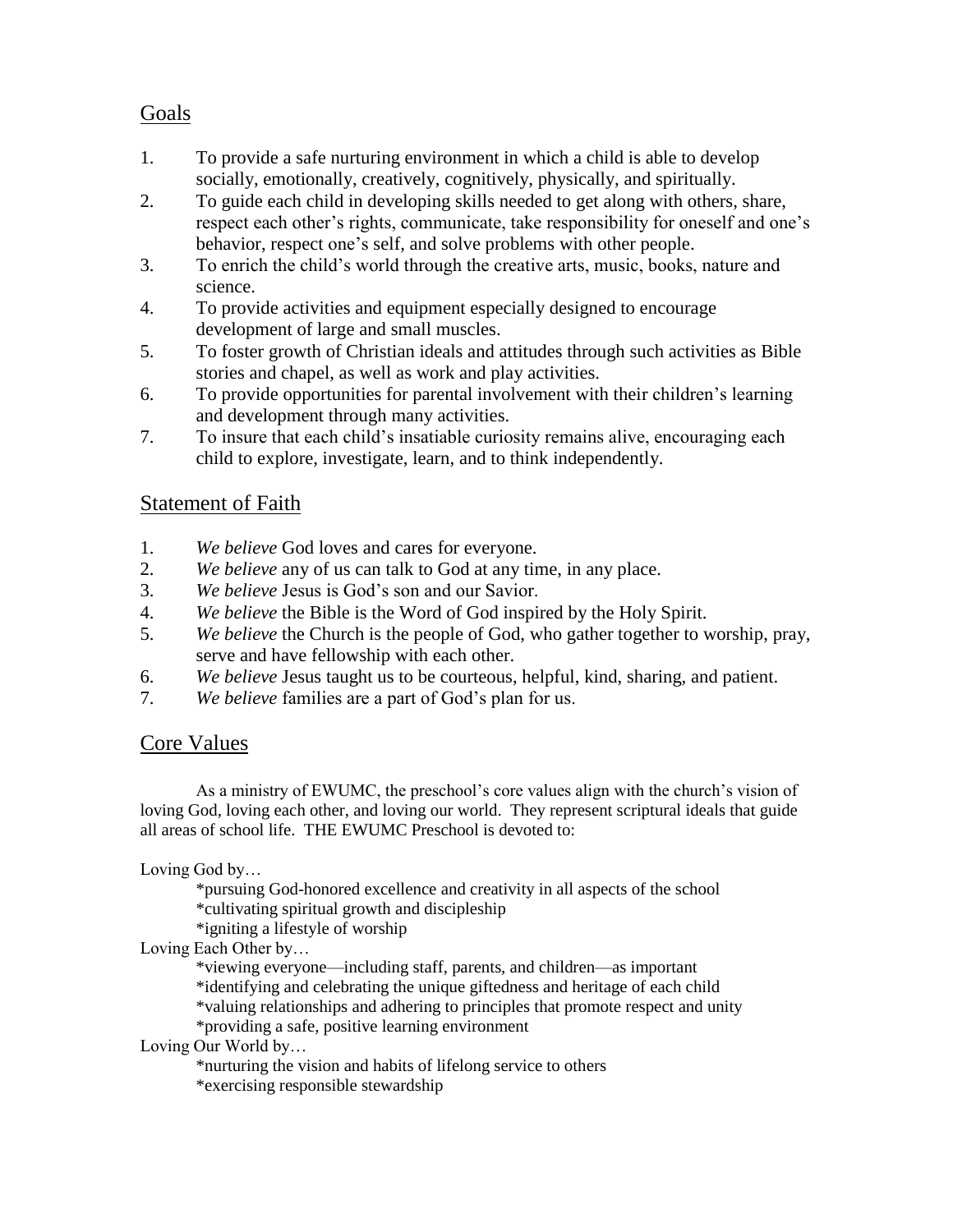## Goals

1. To provide a safe nurturing environment in which a child is able to develop socially, emotionally, creatively, cognitively, physically, and spiritually.
2. To guide each child in developing skills needed to get along with others, share, respect each other's rights, communicate, take responsibility for oneself and one's behavior, respect one's self, and solve problems with other people.
3. To enrich the child's world through the creative arts, music, books, nature and science.
4. To provide activities and equipment especially designed to encourage development of large and small muscles.
5. To foster growth of Christian ideals and attitudes through such activities as Bible stories and chapel, as well as work and play activities.
6. To provide opportunities for parental involvement with their children's learning and development through many activities.
7. To insure that each child's insatiable curiosity remains alive, encouraging each child to explore, investigate, learn, and to think independently.

## Statement of Faith

1. *We believe* God loves and cares for everyone.
2. *We believe* any of us can talk to God at any time, in any place.
3. *We believe* Jesus is God's son and our Savior.
4. *We believe* the Bible is the Word of God inspired by the Holy Spirit.
5. *We believe* the Church is the people of God, who gather together to worship, pray, serve and have fellowship with each other.
6. *We believe* Jesus taught us to be courteous, helpful, kind, sharing, and patient.
7. *We believe* families are a part of God's plan for us.

## Core Values

As a ministry of EWUMC, the preschool's core values align with the church's vision of loving God, loving each other, and loving our world. They represent scriptural ideals that guide all areas of school life. THE EWUMC Preschool is devoted to:

Loving God by…

*pursuing God-honored excellence and creativity in all aspects of the school
*cultivating spiritual growth and discipleship
*igniting a lifestyle of worship

Loving Each Other by…

*viewing everyone—including staff, parents, and children—as important
*identifying and celebrating the unique giftedness and heritage of each child
*valuing relationships and adhering to principles that promote respect and unity
*providing a safe, positive learning environment

Loving Our World by…

*nurturing the vision and habits of lifelong service to others
*exercising responsible stewardship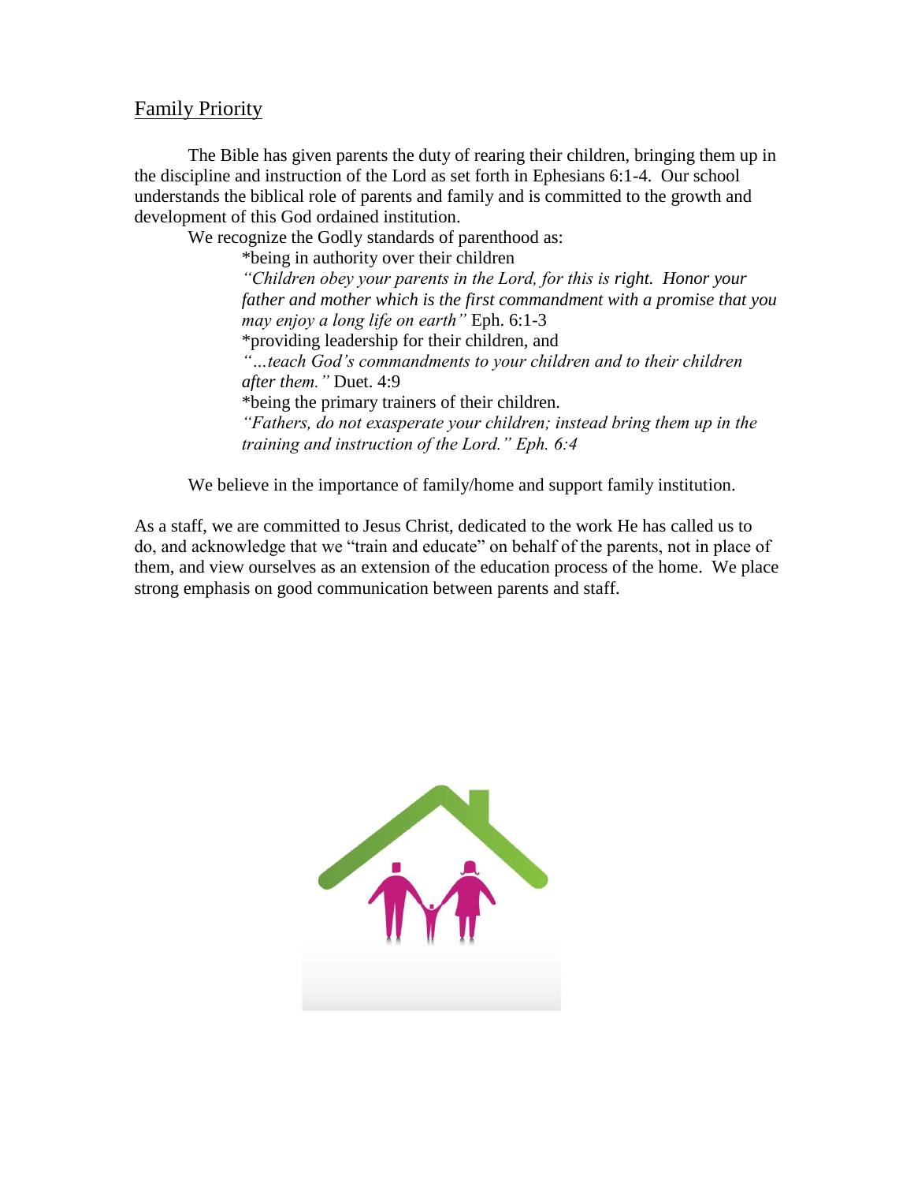## Family Priority

The Bible has given parents the duty of rearing their children, bringing them up in the discipline and instruction of the Lord as set forth in Ephesians 6:1-4. Our school understands the biblical role of parents and family and is committed to the growth and development of this God ordained institution.

We recognize the Godly standards of parenthood as:

*being in authority over their children

*"Children obey your parents in the Lord, for this is right. Honor your father and mother which is the first commandment with a promise that you may enjoy a long life on earth"* Eph. 6:1-3

*providing leadership for their children, and

*"…teach God's commandments to your children and to their children after them."* Duet. 4:9

*being the primary trainers of their children.

*"Fathers, do not exasperate your children; instead bring them up in the training and instruction of the Lord." Eph. 6:4*

We believe in the importance of family/home and support family institution.

As a staff, we are committed to Jesus Christ, dedicated to the work He has called us to do, and acknowledge that we "train and educate" on behalf of the parents, not in place of them, and view ourselves as an extension of the education process of the home. We place strong emphasis on good communication between parents and staff.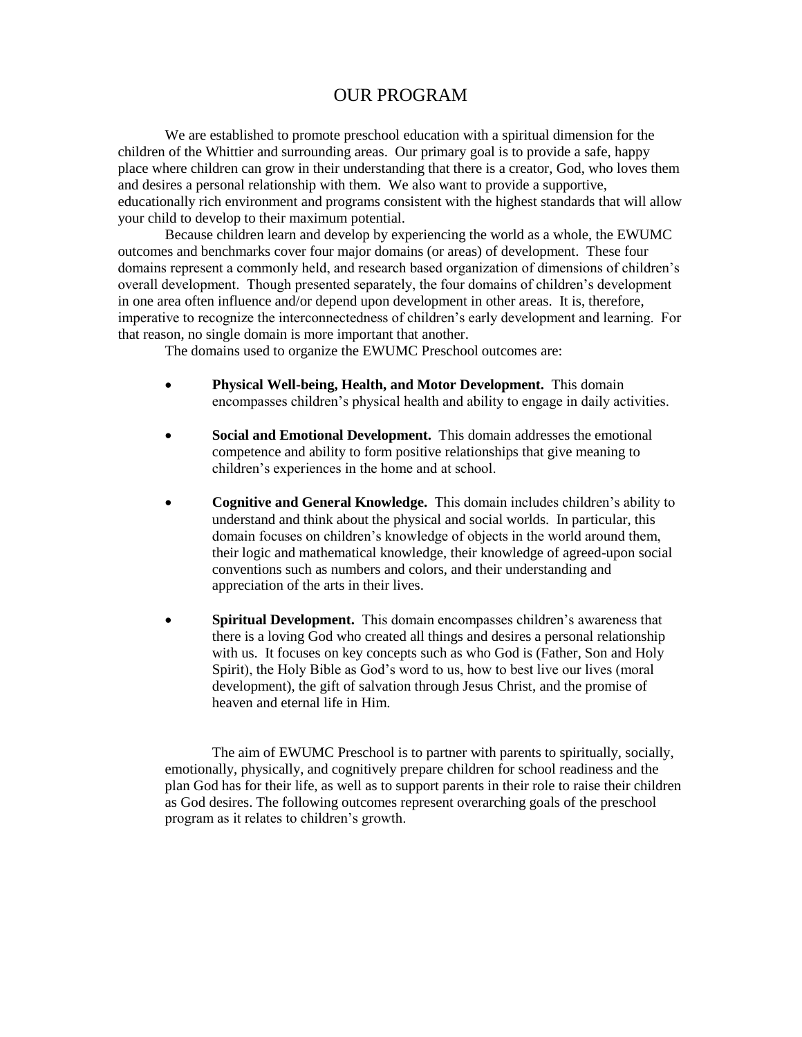# OUR PROGRAM

We are established to promote preschool education with a spiritual dimension for the children of the Whittier and surrounding areas. Our primary goal is to provide a safe, happy place where children can grow in their understanding that there is a creator, God, who loves them and desires a personal relationship with them. We also want to provide a supportive, educationally rich environment and programs consistent with the highest standards that will allow your child to develop to their maximum potential.

Because children learn and develop by experiencing the world as a whole, the EWUMC outcomes and benchmarks cover four major domains (or areas) of development. These four domains represent a commonly held, and research based organization of dimensions of children's overall development. Though presented separately, the four domains of children's development in one area often influence and/or depend upon development in other areas. It is, therefore, imperative to recognize the interconnectedness of children's early development and learning. For that reason, no single domain is more important that another.

The domains used to organize the EWUMC Preschool outcomes are:

- **Physical Well-being, Health, and Motor Development.** This domain encompasses children's physical health and ability to engage in daily activities.
- **Social and Emotional Development.** This domain addresses the emotional competence and ability to form positive relationships that give meaning to children's experiences in the home and at school.
- **Cognitive and General Knowledge.** This domain includes children's ability to understand and think about the physical and social worlds. In particular, this domain focuses on children's knowledge of objects in the world around them, their logic and mathematical knowledge, their knowledge of agreed-upon social conventions such as numbers and colors, and their understanding and appreciation of the arts in their lives.
- **Spiritual Development.** This domain encompasses children's awareness that there is a loving God who created all things and desires a personal relationship with us. It focuses on key concepts such as who God is (Father, Son and Holy Spirit), the Holy Bible as God's word to us, how to best live our lives (moral development), the gift of salvation through Jesus Christ, and the promise of heaven and eternal life in Him.

The aim of EWUMC Preschool is to partner with parents to spiritually, socially, emotionally, physically, and cognitively prepare children for school readiness and the plan God has for their life, as well as to support parents in their role to raise their children as God desires. The following outcomes represent overarching goals of the preschool program as it relates to children's growth.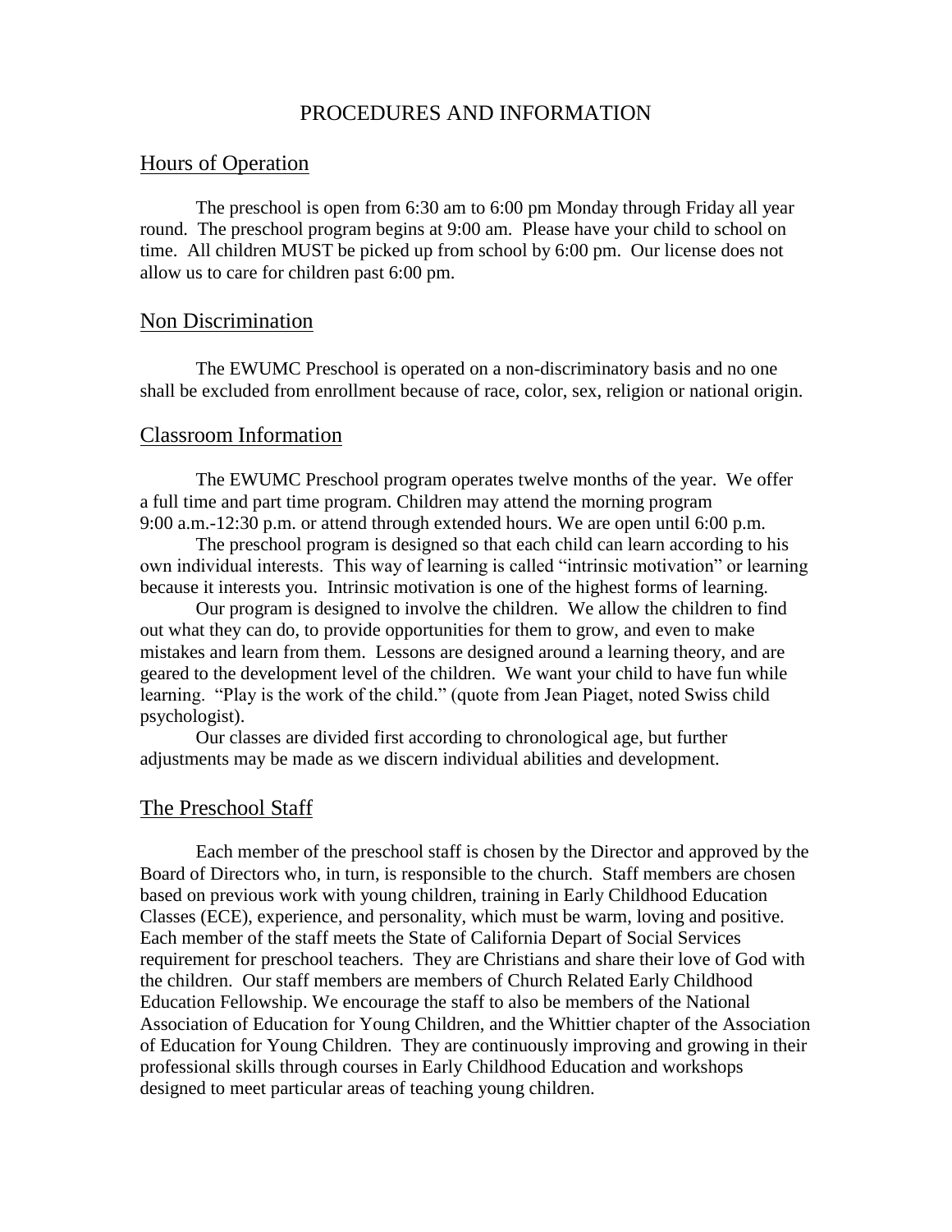# PROCEDURES AND INFORMATION

## Hours of Operation

The preschool is open from 6:30 am to 6:00 pm Monday through Friday all year round. The preschool program begins at 9:00 am. Please have your child to school on time. All children MUST be picked up from school by 6:00 pm. Our license does not allow us to care for children past 6:00 pm.

## Non Discrimination

The EWUMC Preschool is operated on a non-discriminatory basis and no one shall be excluded from enrollment because of race, color, sex, religion or national origin.

## Classroom Information

The EWUMC Preschool program operates twelve months of the year. We offer a full time and part time program. Children may attend the morning program 9:00 a.m.-12:30 p.m. or attend through extended hours. We are open until 6:00 p.m.

The preschool program is designed so that each child can learn according to his own individual interests. This way of learning is called "intrinsic motivation" or learning because it interests you. Intrinsic motivation is one of the highest forms of learning.

Our program is designed to involve the children. We allow the children to find out what they can do, to provide opportunities for them to grow, and even to make mistakes and learn from them. Lessons are designed around a learning theory, and are geared to the development level of the children. We want your child to have fun while learning. "Play is the work of the child." (quote from Jean Piaget, noted Swiss child psychologist).

Our classes are divided first according to chronological age, but further adjustments may be made as we discern individual abilities and development.

## The Preschool Staff

Each member of the preschool staff is chosen by the Director and approved by the Board of Directors who, in turn, is responsible to the church. Staff members are chosen based on previous work with young children, training in Early Childhood Education Classes (ECE), experience, and personality, which must be warm, loving and positive. Each member of the staff meets the State of California Depart of Social Services requirement for preschool teachers. They are Christians and share their love of God with the children. Our staff members are members of Church Related Early Childhood Education Fellowship. We encourage the staff to also be members of the National Association of Education for Young Children, and the Whittier chapter of the Association of Education for Young Children. They are continuously improving and growing in their professional skills through courses in Early Childhood Education and workshops designed to meet particular areas of teaching young children.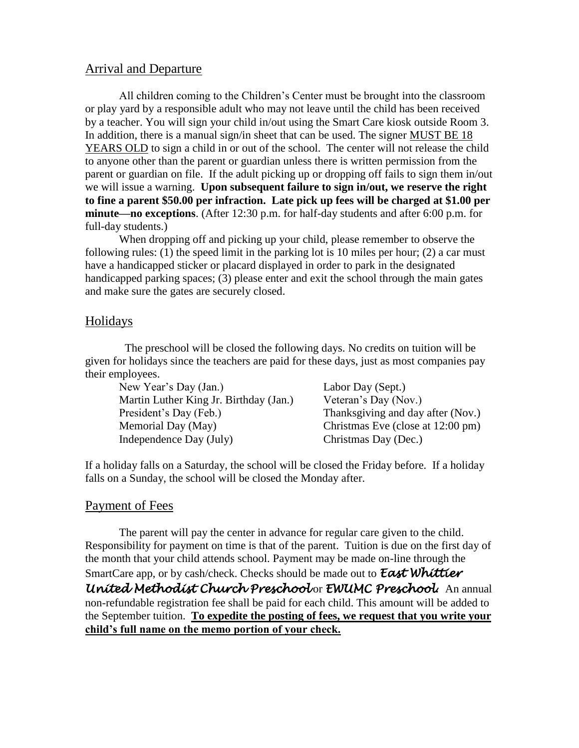## Arrival and Departure

All children coming to the Children's Center must be brought into the classroom or play yard by a responsible adult who may not leave until the child has been received by a teacher. You will sign your child in/out using the Smart Care kiosk outside Room 3. In addition, there is a manual sign/in sheet that can be used. The signer MUST BE 18 YEARS OLD to sign a child in or out of the school. The center will not release the child to anyone other than the parent or guardian unless there is written permission from the parent or guardian on file. If the adult picking up or dropping off fails to sign them in/out we will issue a warning. **Upon subsequent failure to sign in/out, we reserve the right to fine a parent $50.00 per infraction. Late pick up fees will be charged at $1.00 per minute—no exceptions**. (After 12:30 p.m. for half-day students and after 6:00 p.m. for full-day students.)

When dropping off and picking up your child, please remember to observe the following rules: (1) the speed limit in the parking lot is 10 miles per hour; (2) a car must have a handicapped sticker or placard displayed in order to park in the designated handicapped parking spaces; (3) please enter and exit the school through the main gates and make sure the gates are securely closed.

## Holidays

The preschool will be closed the following days. No credits on tuition will be given for holidays since the teachers are paid for these days, just as most companies pay their employees.

- New Year's Day (Jan.)
- Martin Luther King Jr. Birthday (Jan.)
- President's Day (Feb.)
- Memorial Day (May)
- Independence Day (July)
- Labor Day (Sept.)
- Veteran's Day (Nov.)
- Thanksgiving and day after (Nov.)
- Christmas Eve (close at 12:00 pm)
- Christmas Day (Dec.)

If a holiday falls on a Saturday, the school will be closed the Friday before. If a holiday falls on a Sunday, the school will be closed the Monday after.

## Payment of Fees

The parent will pay the center in advance for regular care given to the child. Responsibility for payment on time is that of the parent. Tuition is due on the first day of the month that your child attends school. Payment may be made on-line through the SmartCare app, or by cash/check. Checks should be made out to ***East Whittier United Methodist Church Preschool*** or ***EWUMC Preschool.*** An annual non-refundable registration fee shall be paid for each child. This amount will be added to the September tuition. **To expedite the posting of fees, we request that you write your child's full name on the memo portion of your check.**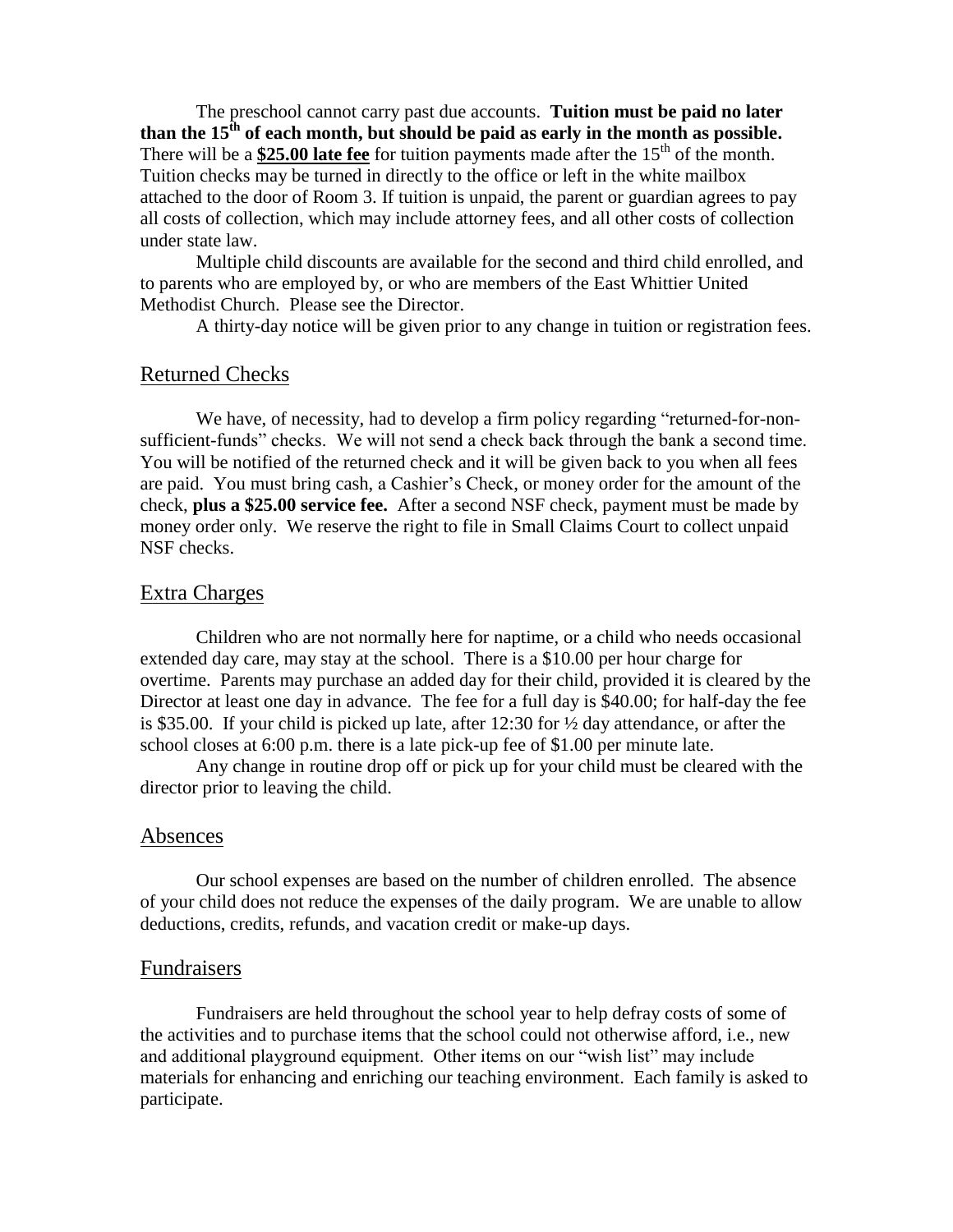The preschool cannot carry past due accounts. **Tuition must be paid no later than the 15th of each month, but should be paid as early in the month as possible.** There will be a **$25.00 late fee** for tuition payments made after the 15th of the month. Tuition checks may be turned in directly to the office or left in the white mailbox attached to the door of Room 3. If tuition is unpaid, the parent or guardian agrees to pay all costs of collection, which may include attorney fees, and all other costs of collection under state law.

Multiple child discounts are available for the second and third child enrolled, and to parents who are employed by, or who are members of the East Whittier United Methodist Church. Please see the Director.

A thirty-day notice will be given prior to any change in tuition or registration fees.

## Returned Checks

We have, of necessity, had to develop a firm policy regarding "returned-for-non-sufficient-funds" checks. We will not send a check back through the bank a second time. You will be notified of the returned check and it will be given back to you when all fees are paid. You must bring cash, a Cashier's Check, or money order for the amount of the check, **plus a $25.00 service fee.** After a second NSF check, payment must be made by money order only. We reserve the right to file in Small Claims Court to collect unpaid NSF checks.

## Extra Charges

Children who are not normally here for naptime, or a child who needs occasional extended day care, may stay at the school. There is a $10.00 per hour charge for overtime. Parents may purchase an added day for their child, provided it is cleared by the Director at least one day in advance. The fee for a full day is $40.00; for half-day the fee is $35.00. If your child is picked up late, after 12:30 for ½ day attendance, or after the school closes at 6:00 p.m. there is a late pick-up fee of $1.00 per minute late.

Any change in routine drop off or pick up for your child must be cleared with the director prior to leaving the child.

## Absences

Our school expenses are based on the number of children enrolled. The absence of your child does not reduce the expenses of the daily program. We are unable to allow deductions, credits, refunds, and vacation credit or make-up days.

## Fundraisers

Fundraisers are held throughout the school year to help defray costs of some of the activities and to purchase items that the school could not otherwise afford, i.e., new and additional playground equipment. Other items on our "wish list" may include materials for enhancing and enriching our teaching environment. Each family is asked to participate.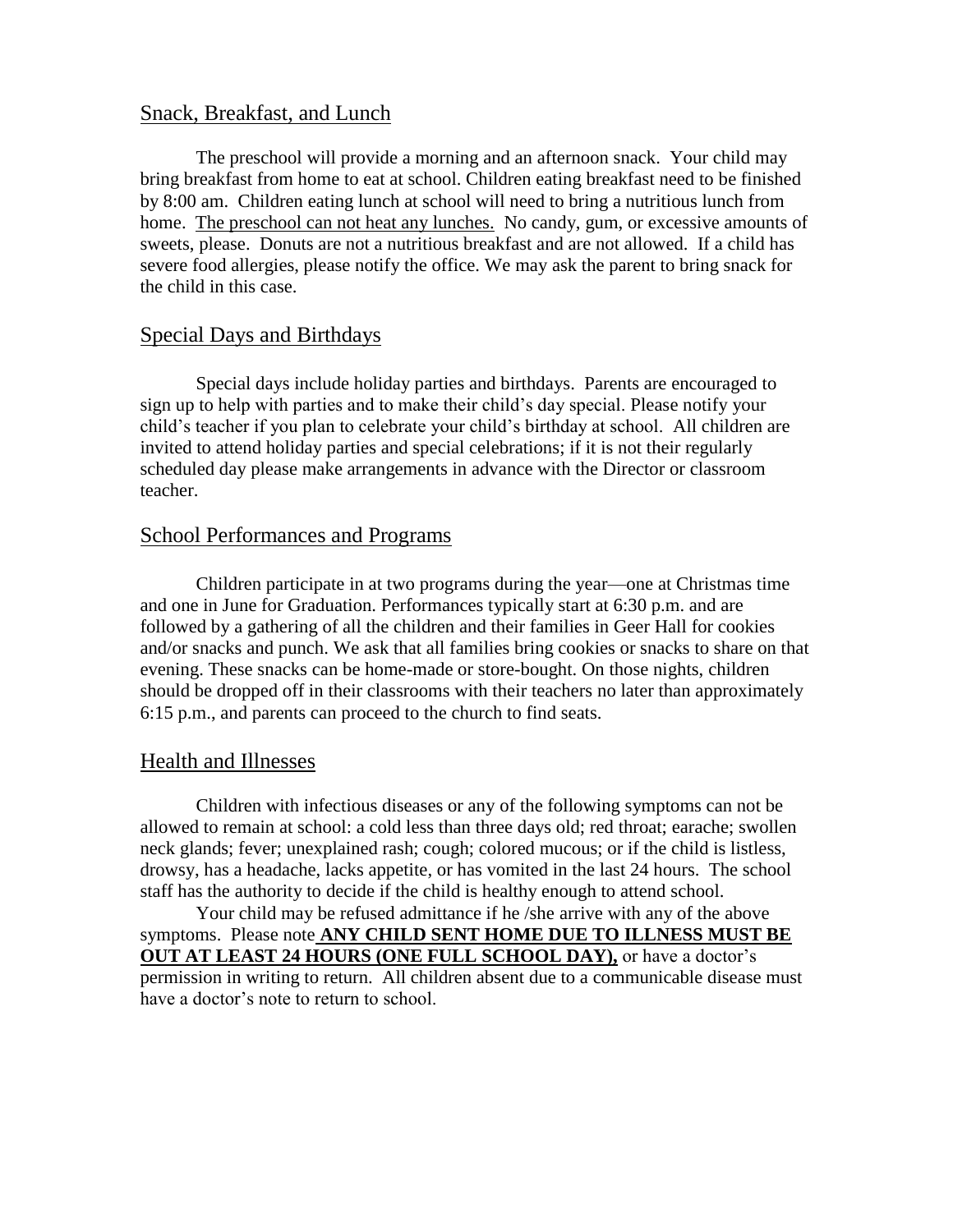## Snack, Breakfast, and Lunch

The preschool will provide a morning and an afternoon snack. Your child may bring breakfast from home to eat at school. Children eating breakfast need to be finished by 8:00 am. Children eating lunch at school will need to bring a nutritious lunch from home. The preschool can not heat any lunches. No candy, gum, or excessive amounts of sweets, please. Donuts are not a nutritious breakfast and are not allowed. If a child has severe food allergies, please notify the office. We may ask the parent to bring snack for the child in this case.

## Special Days and Birthdays

Special days include holiday parties and birthdays. Parents are encouraged to sign up to help with parties and to make their child's day special. Please notify your child's teacher if you plan to celebrate your child's birthday at school. All children are invited to attend holiday parties and special celebrations; if it is not their regularly scheduled day please make arrangements in advance with the Director or classroom teacher.

## School Performances and Programs

Children participate in at two programs during the year—one at Christmas time and one in June for Graduation. Performances typically start at 6:30 p.m. and are followed by a gathering of all the children and their families in Geer Hall for cookies and/or snacks and punch. We ask that all families bring cookies or snacks to share on that evening. These snacks can be home-made or store-bought. On those nights, children should be dropped off in their classrooms with their teachers no later than approximately 6:15 p.m., and parents can proceed to the church to find seats.

## Health and Illnesses

Children with infectious diseases or any of the following symptoms can not be allowed to remain at school: a cold less than three days old; red throat; earache; swollen neck glands; fever; unexplained rash; cough; colored mucous; or if the child is listless, drowsy, has a headache, lacks appetite, or has vomited in the last 24 hours. The school staff has the authority to decide if the child is healthy enough to attend school.

Your child may be refused admittance if he /she arrive with any of the above symptoms. Please note **ANY CHILD SENT HOME DUE TO ILLNESS MUST BE OUT AT LEAST 24 HOURS (ONE FULL SCHOOL DAY),** or have a doctor's permission in writing to return. All children absent due to a communicable disease must have a doctor's note to return to school.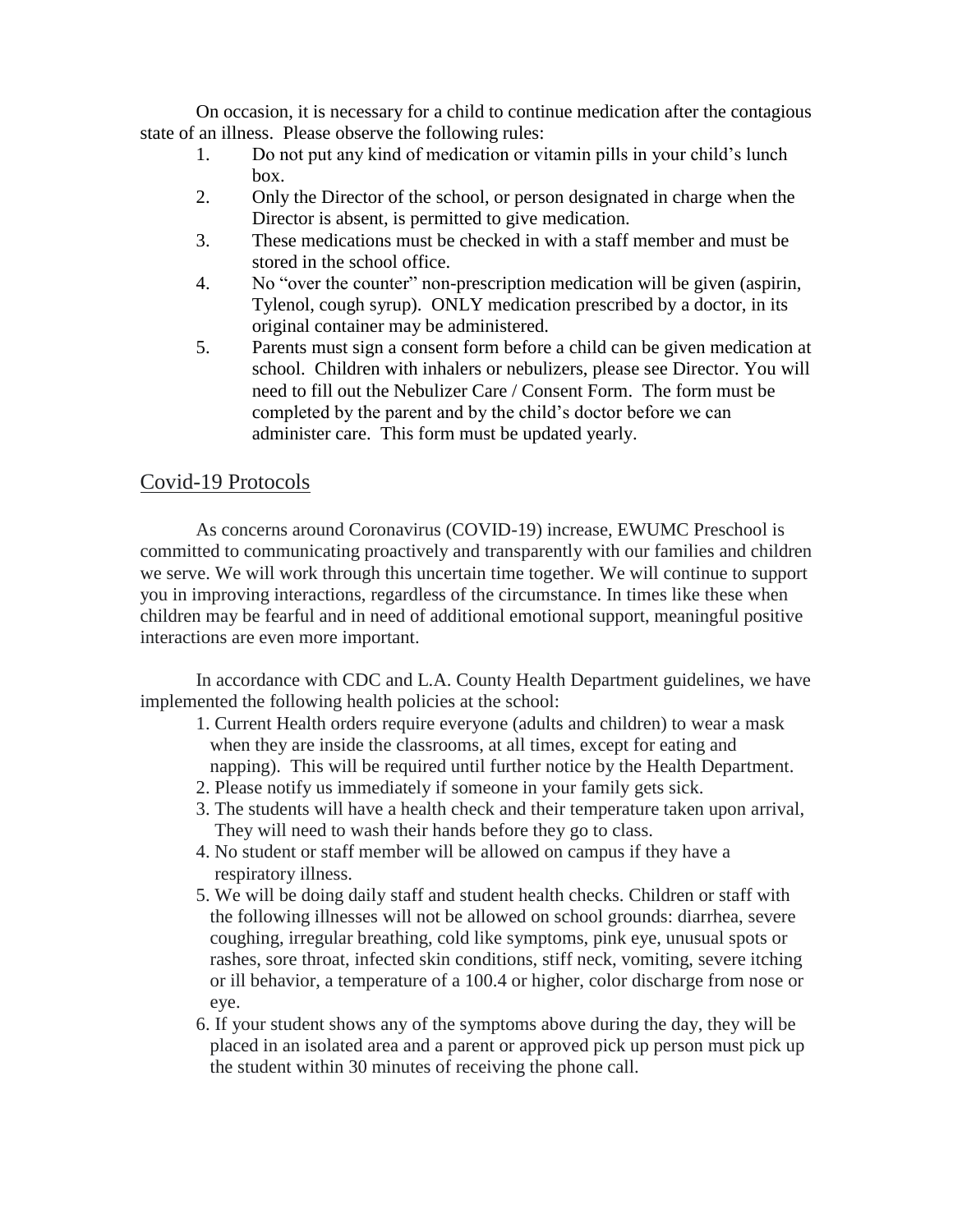On occasion, it is necessary for a child to continue medication after the contagious state of an illness. Please observe the following rules:

1. Do not put any kind of medication or vitamin pills in your child's lunch box.
2. Only the Director of the school, or person designated in charge when the Director is absent, is permitted to give medication.
3. These medications must be checked in with a staff member and must be stored in the school office.
4. No "over the counter" non-prescription medication will be given (aspirin, Tylenol, cough syrup). ONLY medication prescribed by a doctor, in its original container may be administered.
5. Parents must sign a consent form before a child can be given medication at school. Children with inhalers or nebulizers, please see Director. You will need to fill out the Nebulizer Care / Consent Form. The form must be completed by the parent and by the child's doctor before we can administer care. This form must be updated yearly.

## Covid-19 Protocols

As concerns around Coronavirus (COVID-19) increase, EWUMC Preschool is committed to communicating proactively and transparently with our families and children we serve. We will work through this uncertain time together. We will continue to support you in improving interactions, regardless of the circumstance. In times like these when children may be fearful and in need of additional emotional support, meaningful positive interactions are even more important.

In accordance with CDC and L.A. County Health Department guidelines, we have implemented the following health policies at the school:

1. Current Health orders require everyone (adults and children) to wear a mask when they are inside the classrooms, at all times, except for eating and napping). This will be required until further notice by the Health Department.
2. Please notify us immediately if someone in your family gets sick.
3. The students will have a health check and their temperature taken upon arrival, They will need to wash their hands before they go to class.
4. No student or staff member will be allowed on campus if they have a respiratory illness.
5. We will be doing daily staff and student health checks. Children or staff with the following illnesses will not be allowed on school grounds: diarrhea, severe coughing, irregular breathing, cold like symptoms, pink eye, unusual spots or rashes, sore throat, infected skin conditions, stiff neck, vomiting, severe itching or ill behavior, a temperature of a 100.4 or higher, color discharge from nose or eye.
6. If your student shows any of the symptoms above during the day, they will be placed in an isolated area and a parent or approved pick up person must pick up the student within 30 minutes of receiving the phone call.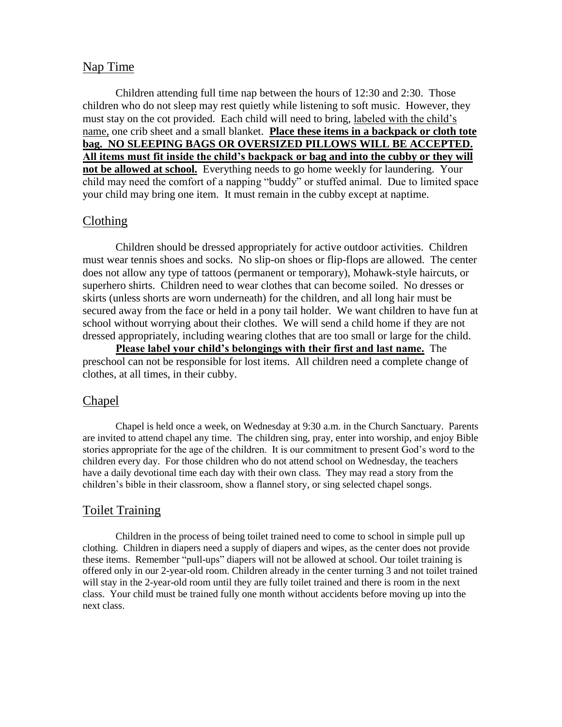## Nap Time

Children attending full time nap between the hours of 12:30 and 2:30. Those children who do not sleep may rest quietly while listening to soft music. However, they must stay on the cot provided. Each child will need to bring, labeled with the child's name, one crib sheet and a small blanket. **Place these items in a backpack or cloth tote bag. NO SLEEPING BAGS OR OVERSIZED PILLOWS WILL BE ACCEPTED. All items must fit inside the child's backpack or bag and into the cubby or they will not be allowed at school.** Everything needs to go home weekly for laundering. Your child may need the comfort of a napping "buddy" or stuffed animal. Due to limited space your child may bring one item. It must remain in the cubby except at naptime.

## Clothing

Children should be dressed appropriately for active outdoor activities. Children must wear tennis shoes and socks. No slip-on shoes or flip-flops are allowed. The center does not allow any type of tattoos (permanent or temporary), Mohawk-style haircuts, or superhero shirts. Children need to wear clothes that can become soiled. No dresses or skirts (unless shorts are worn underneath) for the children, and all long hair must be secured away from the face or held in a pony tail holder. We want children to have fun at school without worrying about their clothes. We will send a child home if they are not dressed appropriately, including wearing clothes that are too small or large for the child.

**Please label your child's belongings with their first and last name.** The preschool can not be responsible for lost items. All children need a complete change of clothes, at all times, in their cubby.

## Chapel

Chapel is held once a week, on Wednesday at 9:30 a.m. in the Church Sanctuary. Parents are invited to attend chapel any time. The children sing, pray, enter into worship, and enjoy Bible stories appropriate for the age of the children. It is our commitment to present God's word to the children every day. For those children who do not attend school on Wednesday, the teachers have a daily devotional time each day with their own class. They may read a story from the children's bible in their classroom, show a flannel story, or sing selected chapel songs.

## Toilet Training

Children in the process of being toilet trained need to come to school in simple pull up clothing. Children in diapers need a supply of diapers and wipes, as the center does not provide these items. Remember "pull-ups" diapers will not be allowed at school. Our toilet training is offered only in our 2-year-old room. Children already in the center turning 3 and not toilet trained will stay in the 2-year-old room until they are fully toilet trained and there is room in the next class. Your child must be trained fully one month without accidents before moving up into the next class.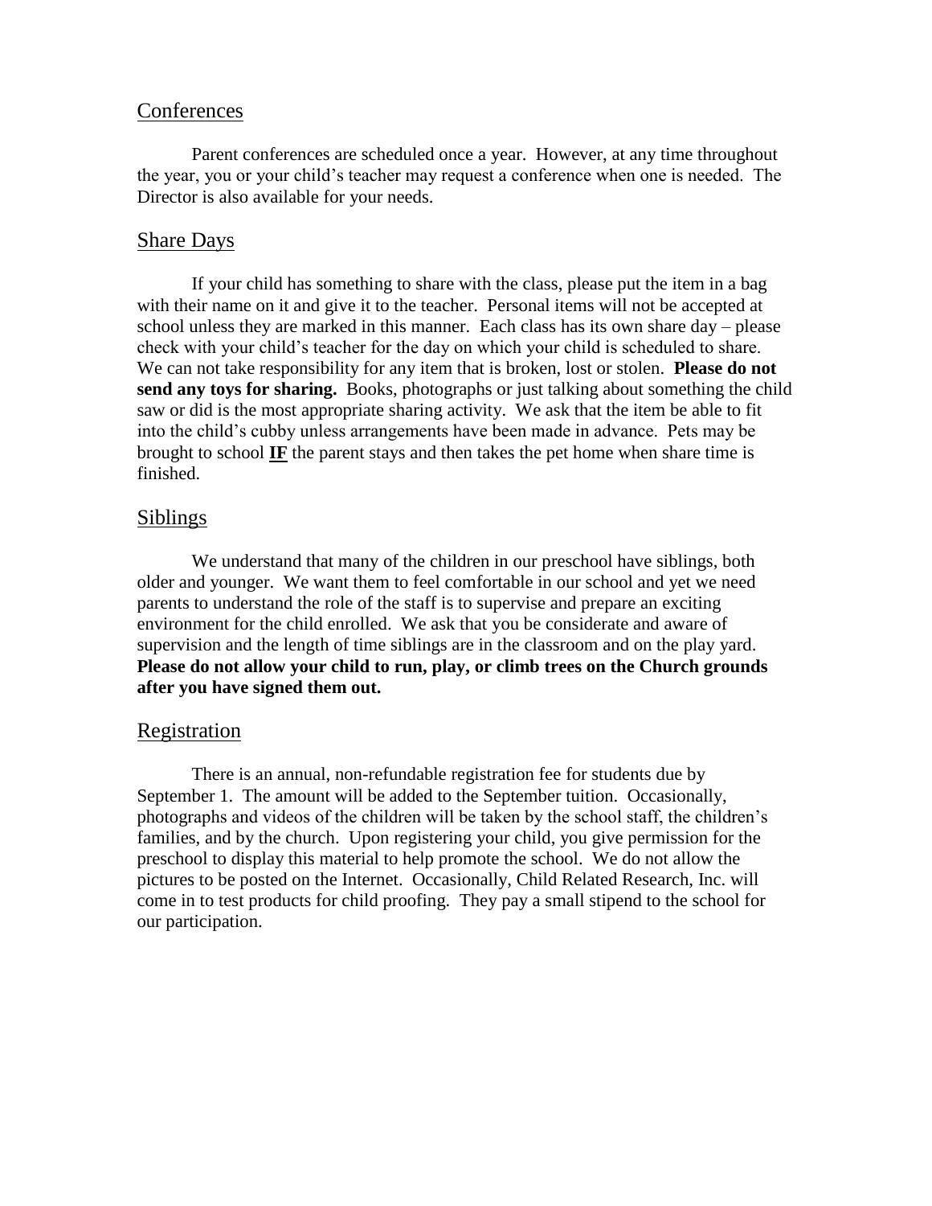## Conferences

Parent conferences are scheduled once a year. However, at any time throughout the year, you or your child's teacher may request a conference when one is needed. The Director is also available for your needs.

## Share Days

If your child has something to share with the class, please put the item in a bag with their name on it and give it to the teacher. Personal items will not be accepted at school unless they are marked in this manner. Each class has its own share day – please check with your child's teacher for the day on which your child is scheduled to share. We can not take responsibility for any item that is broken, lost or stolen. **Please do not send any toys for sharing.** Books, photographs or just talking about something the child saw or did is the most appropriate sharing activity. We ask that the item be able to fit into the child's cubby unless arrangements have been made in advance. Pets may be brought to school <u>**IF**</u> the parent stays and then takes the pet home when share time is finished.

## Siblings

We understand that many of the children in our preschool have siblings, both older and younger. We want them to feel comfortable in our school and yet we need parents to understand the role of the staff is to supervise and prepare an exciting environment for the child enrolled. We ask that you be considerate and aware of supervision and the length of time siblings are in the classroom and on the play yard. **Please do not allow your child to run, play, or climb trees on the Church grounds after you have signed them out.**

## Registration

There is an annual, non-refundable registration fee for students due by September 1. The amount will be added to the September tuition. Occasionally, photographs and videos of the children will be taken by the school staff, the children's families, and by the church. Upon registering your child, you give permission for the preschool to display this material to help promote the school. We do not allow the pictures to be posted on the Internet. Occasionally, Child Related Research, Inc. will come in to test products for child proofing. They pay a small stipend to the school for our participation.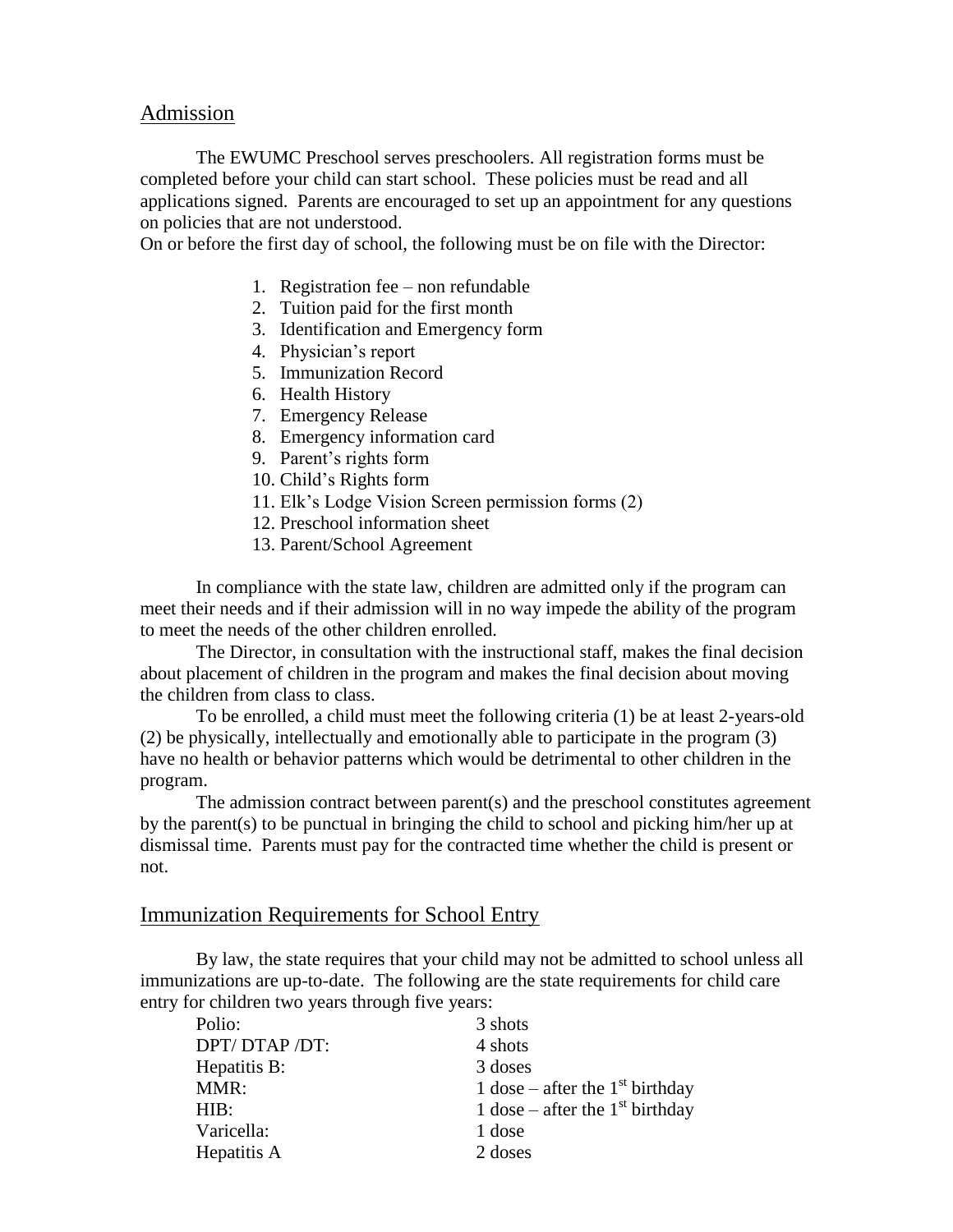## Admission

The EWUMC Preschool serves preschoolers. All registration forms must be completed before your child can start school. These policies must be read and all applications signed. Parents are encouraged to set up an appointment for any questions on policies that are not understood.

On or before the first day of school, the following must be on file with the Director:

1. Registration fee – non refundable
2. Tuition paid for the first month
3. Identification and Emergency form
4. Physician's report
5. Immunization Record
6. Health History
7. Emergency Release
8. Emergency information card
9. Parent's rights form
10. Child's Rights form
11. Elk's Lodge Vision Screen permission forms (2)
12. Preschool information sheet
13. Parent/School Agreement

In compliance with the state law, children are admitted only if the program can meet their needs and if their admission will in no way impede the ability of the program to meet the needs of the other children enrolled.

The Director, in consultation with the instructional staff, makes the final decision about placement of children in the program and makes the final decision about moving the children from class to class.

To be enrolled, a child must meet the following criteria (1) be at least 2-years-old (2) be physically, intellectually and emotionally able to participate in the program (3) have no health or behavior patterns which would be detrimental to other children in the program.

The admission contract between parent(s) and the preschool constitutes agreement by the parent(s) to be punctual in bringing the child to school and picking him/her up at dismissal time. Parents must pay for the contracted time whether the child is present or not.

## Immunization Requirements for School Entry

By law, the state requires that your child may not be admitted to school unless all immunizations are up-to-date. The following are the state requirements for child care entry for children two years through five years:

| | |
|---|---|
| Polio: | 3 shots |
| DPT/ DTAP /DT: | 4 shots |
| Hepatitis B: | 3 doses |
| MMR: | 1 dose – after the 1st birthday |
| HIB: | 1 dose – after the 1st birthday |
| Varicella: | 1 dose |
| Hepatitis A | 2 doses |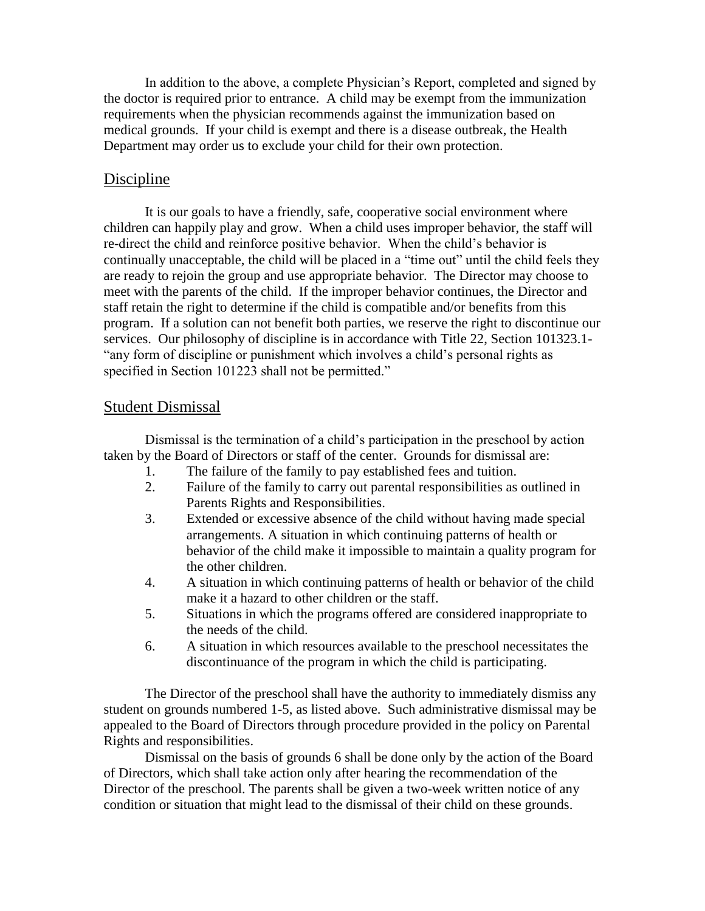In addition to the above, a complete Physician's Report, completed and signed by the doctor is required prior to entrance. A child may be exempt from the immunization requirements when the physician recommends against the immunization based on medical grounds. If your child is exempt and there is a disease outbreak, the Health Department may order us to exclude your child for their own protection.

## Discipline

It is our goals to have a friendly, safe, cooperative social environment where children can happily play and grow. When a child uses improper behavior, the staff will re-direct the child and reinforce positive behavior. When the child's behavior is continually unacceptable, the child will be placed in a "time out" until the child feels they are ready to rejoin the group and use appropriate behavior. The Director may choose to meet with the parents of the child. If the improper behavior continues, the Director and staff retain the right to determine if the child is compatible and/or benefits from this program. If a solution can not benefit both parties, we reserve the right to discontinue our services. Our philosophy of discipline is in accordance with Title 22, Section 101323.1- "any form of discipline or punishment which involves a child's personal rights as specified in Section 101223 shall not be permitted."

## Student Dismissal

Dismissal is the termination of a child's participation in the preschool by action taken by the Board of Directors or staff of the center. Grounds for dismissal are:

1. The failure of the family to pay established fees and tuition.
2. Failure of the family to carry out parental responsibilities as outlined in Parents Rights and Responsibilities.
3. Extended or excessive absence of the child without having made special arrangements. A situation in which continuing patterns of health or behavior of the child make it impossible to maintain a quality program for the other children.
4. A situation in which continuing patterns of health or behavior of the child make it a hazard to other children or the staff.
5. Situations in which the programs offered are considered inappropriate to the needs of the child.
6. A situation in which resources available to the preschool necessitates the discontinuance of the program in which the child is participating.

The Director of the preschool shall have the authority to immediately dismiss any student on grounds numbered 1-5, as listed above. Such administrative dismissal may be appealed to the Board of Directors through procedure provided in the policy on Parental Rights and responsibilities.

Dismissal on the basis of grounds 6 shall be done only by the action of the Board of Directors, which shall take action only after hearing the recommendation of the Director of the preschool. The parents shall be given a two-week written notice of any condition or situation that might lead to the dismissal of their child on these grounds.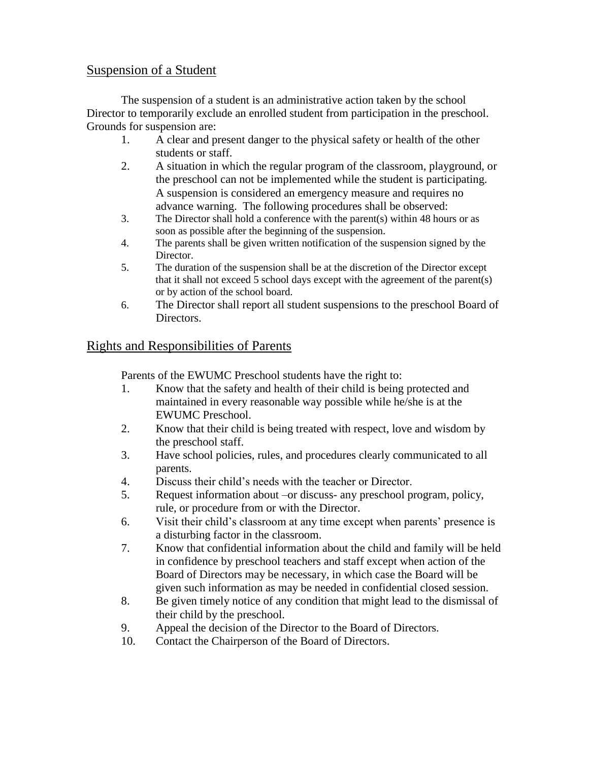## Suspension of a Student

The suspension of a student is an administrative action taken by the school Director to temporarily exclude an enrolled student from participation in the preschool. Grounds for suspension are:

1. A clear and present danger to the physical safety or health of the other students or staff.
2. A situation in which the regular program of the classroom, playground, or the preschool can not be implemented while the student is participating. A suspension is considered an emergency measure and requires no advance warning. The following procedures shall be observed:
3. The Director shall hold a conference with the parent(s) within 48 hours or as soon as possible after the beginning of the suspension.
4. The parents shall be given written notification of the suspension signed by the Director.
5. The duration of the suspension shall be at the discretion of the Director except that it shall not exceed 5 school days except with the agreement of the parent(s) or by action of the school board.
6. The Director shall report all student suspensions to the preschool Board of Directors.

## Rights and Responsibilities of Parents

Parents of the EWUMC Preschool students have the right to:

1. Know that the safety and health of their child is being protected and maintained in every reasonable way possible while he/she is at the EWUMC Preschool.
2. Know that their child is being treated with respect, love and wisdom by the preschool staff.
3. Have school policies, rules, and procedures clearly communicated to all parents.
4. Discuss their child's needs with the teacher or Director.
5. Request information about –or discuss- any preschool program, policy, rule, or procedure from or with the Director.
6. Visit their child's classroom at any time except when parents' presence is a disturbing factor in the classroom.
7. Know that confidential information about the child and family will be held in confidence by preschool teachers and staff except when action of the Board of Directors may be necessary, in which case the Board will be given such information as may be needed in confidential closed session.
8. Be given timely notice of any condition that might lead to the dismissal of their child by the preschool.
9. Appeal the decision of the Director to the Board of Directors.
10. Contact the Chairperson of the Board of Directors.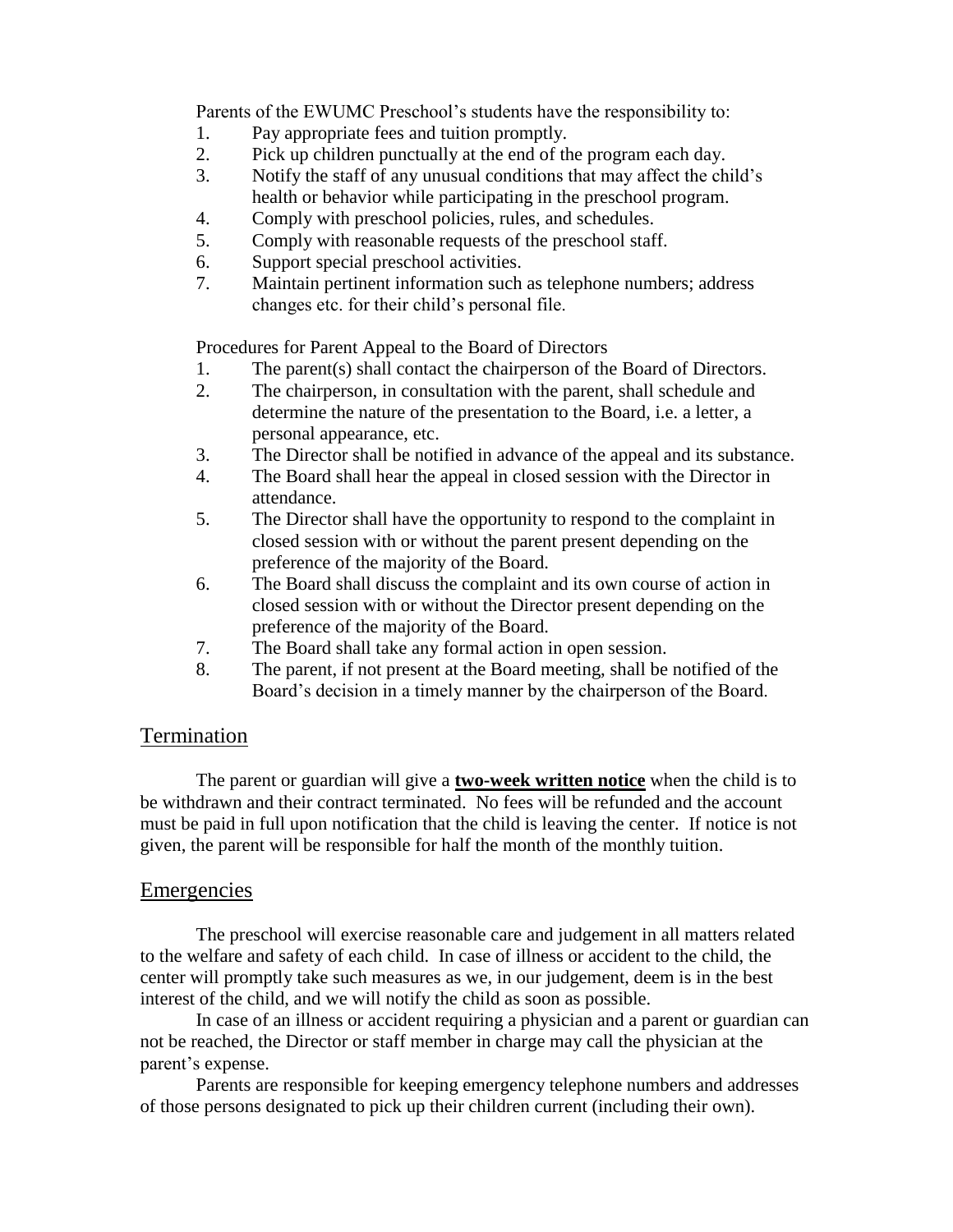Parents of the EWUMC Preschool's students have the responsibility to:

1. Pay appropriate fees and tuition promptly.
2. Pick up children punctually at the end of the program each day.
3. Notify the staff of any unusual conditions that may affect the child's health or behavior while participating in the preschool program.
4. Comply with preschool policies, rules, and schedules.
5. Comply with reasonable requests of the preschool staff.
6. Support special preschool activities.
7. Maintain pertinent information such as telephone numbers; address changes etc. for their child's personal file.

Procedures for Parent Appeal to the Board of Directors

1. The parent(s) shall contact the chairperson of the Board of Directors.
2. The chairperson, in consultation with the parent, shall schedule and determine the nature of the presentation to the Board, i.e. a letter, a personal appearance, etc.
3. The Director shall be notified in advance of the appeal and its substance.
4. The Board shall hear the appeal in closed session with the Director in attendance.
5. The Director shall have the opportunity to respond to the complaint in closed session with or without the parent present depending on the preference of the majority of the Board.
6. The Board shall discuss the complaint and its own course of action in closed session with or without the Director present depending on the preference of the majority of the Board.
7. The Board shall take any formal action in open session.
8. The parent, if not present at the Board meeting, shall be notified of the Board's decision in a timely manner by the chairperson of the Board.

## Termination

The parent or guardian will give a **two-week written notice** when the child is to be withdrawn and their contract terminated. No fees will be refunded and the account must be paid in full upon notification that the child is leaving the center. If notice is not given, the parent will be responsible for half the month of the monthly tuition.

## Emergencies

The preschool will exercise reasonable care and judgement in all matters related to the welfare and safety of each child. In case of illness or accident to the child, the center will promptly take such measures as we, in our judgement, deem is in the best interest of the child, and we will notify the child as soon as possible.

In case of an illness or accident requiring a physician and a parent or guardian can not be reached, the Director or staff member in charge may call the physician at the parent's expense.

Parents are responsible for keeping emergency telephone numbers and addresses of those persons designated to pick up their children current (including their own).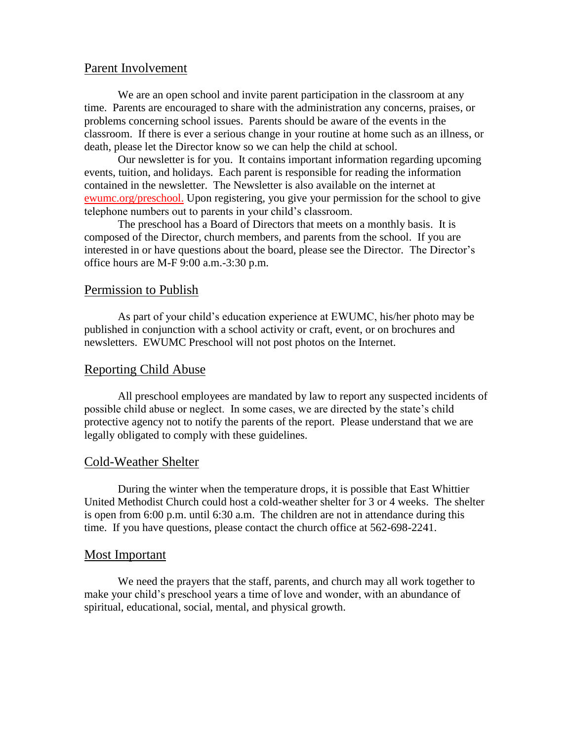## Parent Involvement

We are an open school and invite parent participation in the classroom at any time. Parents are encouraged to share with the administration any concerns, praises, or problems concerning school issues. Parents should be aware of the events in the classroom. If there is ever a serious change in your routine at home such as an illness, or death, please let the Director know so we can help the child at school.

Our newsletter is for you. It contains important information regarding upcoming events, tuition, and holidays. Each parent is responsible for reading the information contained in the newsletter. The Newsletter is also available on the internet at ewumc.org/preschool. Upon registering, you give your permission for the school to give telephone numbers out to parents in your child's classroom.

The preschool has a Board of Directors that meets on a monthly basis. It is composed of the Director, church members, and parents from the school. If you are interested in or have questions about the board, please see the Director. The Director's office hours are M-F 9:00 a.m.-3:30 p.m.

## Permission to Publish

As part of your child's education experience at EWUMC, his/her photo may be published in conjunction with a school activity or craft, event, or on brochures and newsletters. EWUMC Preschool will not post photos on the Internet.

## Reporting Child Abuse

All preschool employees are mandated by law to report any suspected incidents of possible child abuse or neglect. In some cases, we are directed by the state's child protective agency not to notify the parents of the report. Please understand that we are legally obligated to comply with these guidelines.

## Cold-Weather Shelter

During the winter when the temperature drops, it is possible that East Whittier United Methodist Church could host a cold-weather shelter for 3 or 4 weeks. The shelter is open from 6:00 p.m. until 6:30 a.m. The children are not in attendance during this time. If you have questions, please contact the church office at 562-698-2241.

## Most Important

We need the prayers that the staff, parents, and church may all work together to make your child's preschool years a time of love and wonder, with an abundance of spiritual, educational, social, mental, and physical growth.